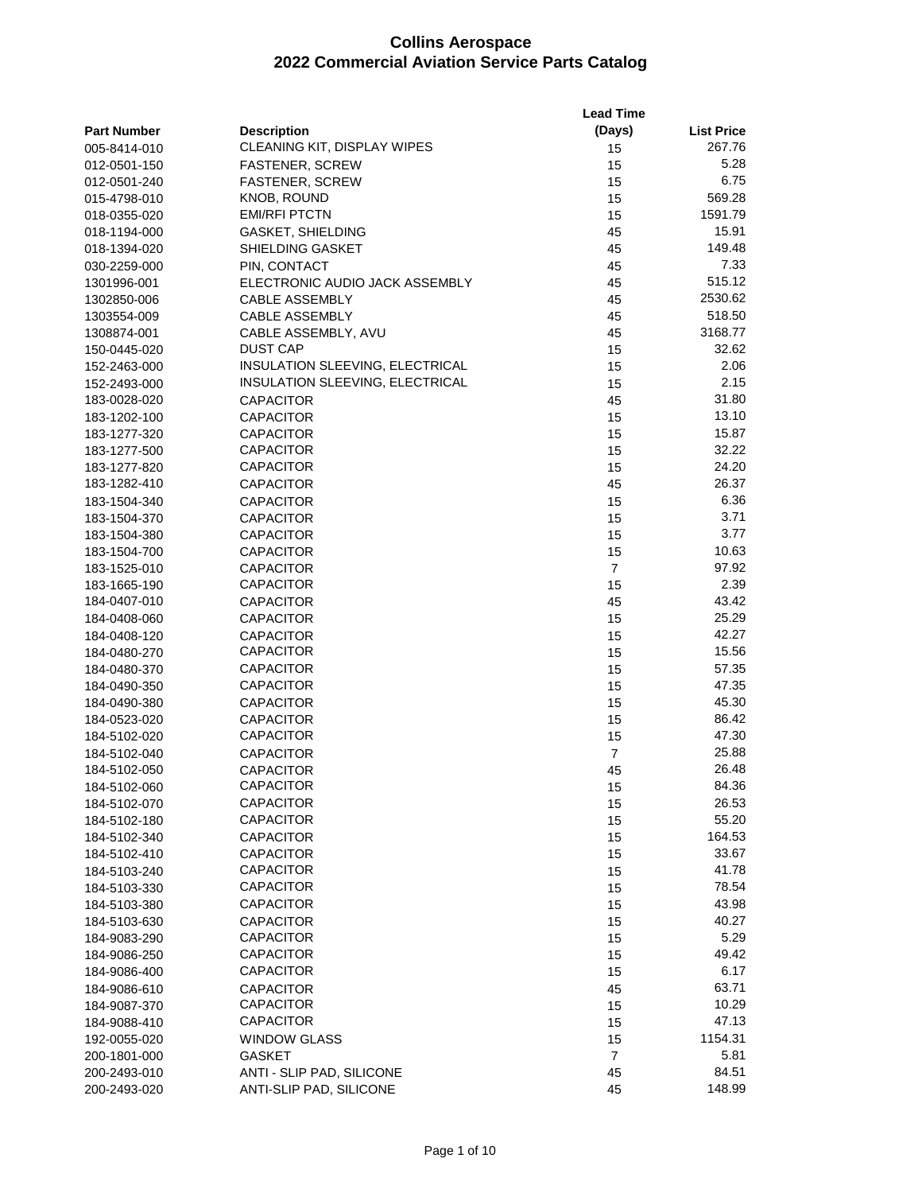# Collins Aerospace
# 2022 Commercial Aviation Service Parts Catalog

| Part Number | Description | Lead Time (Days) | List Price |
|---|---|---|---|
| 005-8414-010 | CLEANING KIT, DISPLAY WIPES | 15 | 267.76 |
| 012-0501-150 | FASTENER, SCREW | 15 | 5.28 |
| 012-0501-240 | FASTENER, SCREW | 15 | 6.75 |
| 015-4798-010 | KNOB, ROUND | 15 | 569.28 |
| 018-0355-020 | EMI/RFI PTCTN | 15 | 1591.79 |
| 018-1194-000 | GASKET, SHIELDING | 45 | 15.91 |
| 018-1394-020 | SHIELDING GASKET | 45 | 149.48 |
| 030-2259-000 | PIN, CONTACT | 45 | 7.33 |
| 1301996-001 | ELECTRONIC AUDIO JACK ASSEMBLY | 45 | 515.12 |
| 1302850-006 | CABLE ASSEMBLY | 45 | 2530.62 |
| 1303554-009 | CABLE ASSEMBLY | 45 | 518.50 |
| 1308874-001 | CABLE ASSEMBLY, AVU | 45 | 3168.77 |
| 150-0445-020 | DUST CAP | 15 | 32.62 |
| 152-2463-000 | INSULATION SLEEVING, ELECTRICAL | 15 | 2.06 |
| 152-2493-000 | INSULATION SLEEVING, ELECTRICAL | 15 | 2.15 |
| 183-0028-020 | CAPACITOR | 45 | 31.80 |
| 183-1202-100 | CAPACITOR | 15 | 13.10 |
| 183-1277-320 | CAPACITOR | 15 | 15.87 |
| 183-1277-500 | CAPACITOR | 15 | 32.22 |
| 183-1277-820 | CAPACITOR | 15 | 24.20 |
| 183-1282-410 | CAPACITOR | 45 | 26.37 |
| 183-1504-340 | CAPACITOR | 15 | 6.36 |
| 183-1504-370 | CAPACITOR | 15 | 3.71 |
| 183-1504-380 | CAPACITOR | 15 | 3.77 |
| 183-1504-700 | CAPACITOR | 15 | 10.63 |
| 183-1525-010 | CAPACITOR | 7 | 97.92 |
| 183-1665-190 | CAPACITOR | 15 | 2.39 |
| 184-0407-010 | CAPACITOR | 45 | 43.42 |
| 184-0408-060 | CAPACITOR | 15 | 25.29 |
| 184-0408-120 | CAPACITOR | 15 | 42.27 |
| 184-0480-270 | CAPACITOR | 15 | 15.56 |
| 184-0480-370 | CAPACITOR | 15 | 57.35 |
| 184-0490-350 | CAPACITOR | 15 | 47.35 |
| 184-0490-380 | CAPACITOR | 15 | 45.30 |
| 184-0523-020 | CAPACITOR | 15 | 86.42 |
| 184-5102-020 | CAPACITOR | 15 | 47.30 |
| 184-5102-040 | CAPACITOR | 7 | 25.88 |
| 184-5102-050 | CAPACITOR | 45 | 26.48 |
| 184-5102-060 | CAPACITOR | 15 | 84.36 |
| 184-5102-070 | CAPACITOR | 15 | 26.53 |
| 184-5102-180 | CAPACITOR | 15 | 55.20 |
| 184-5102-340 | CAPACITOR | 15 | 164.53 |
| 184-5102-410 | CAPACITOR | 15 | 33.67 |
| 184-5103-240 | CAPACITOR | 15 | 41.78 |
| 184-5103-330 | CAPACITOR | 15 | 78.54 |
| 184-5103-380 | CAPACITOR | 15 | 43.98 |
| 184-5103-630 | CAPACITOR | 15 | 40.27 |
| 184-9083-290 | CAPACITOR | 15 | 5.29 |
| 184-9086-250 | CAPACITOR | 15 | 49.42 |
| 184-9086-400 | CAPACITOR | 15 | 6.17 |
| 184-9086-610 | CAPACITOR | 45 | 63.71 |
| 184-9087-370 | CAPACITOR | 15 | 10.29 |
| 184-9088-410 | CAPACITOR | 15 | 47.13 |
| 192-0055-020 | WINDOW GLASS | 15 | 1154.31 |
| 200-1801-000 | GASKET | 7 | 5.81 |
| 200-2493-010 | ANTI - SLIP PAD, SILICONE | 45 | 84.51 |
| 200-2493-020 | ANTI-SLIP PAD, SILICONE | 45 | 148.99 |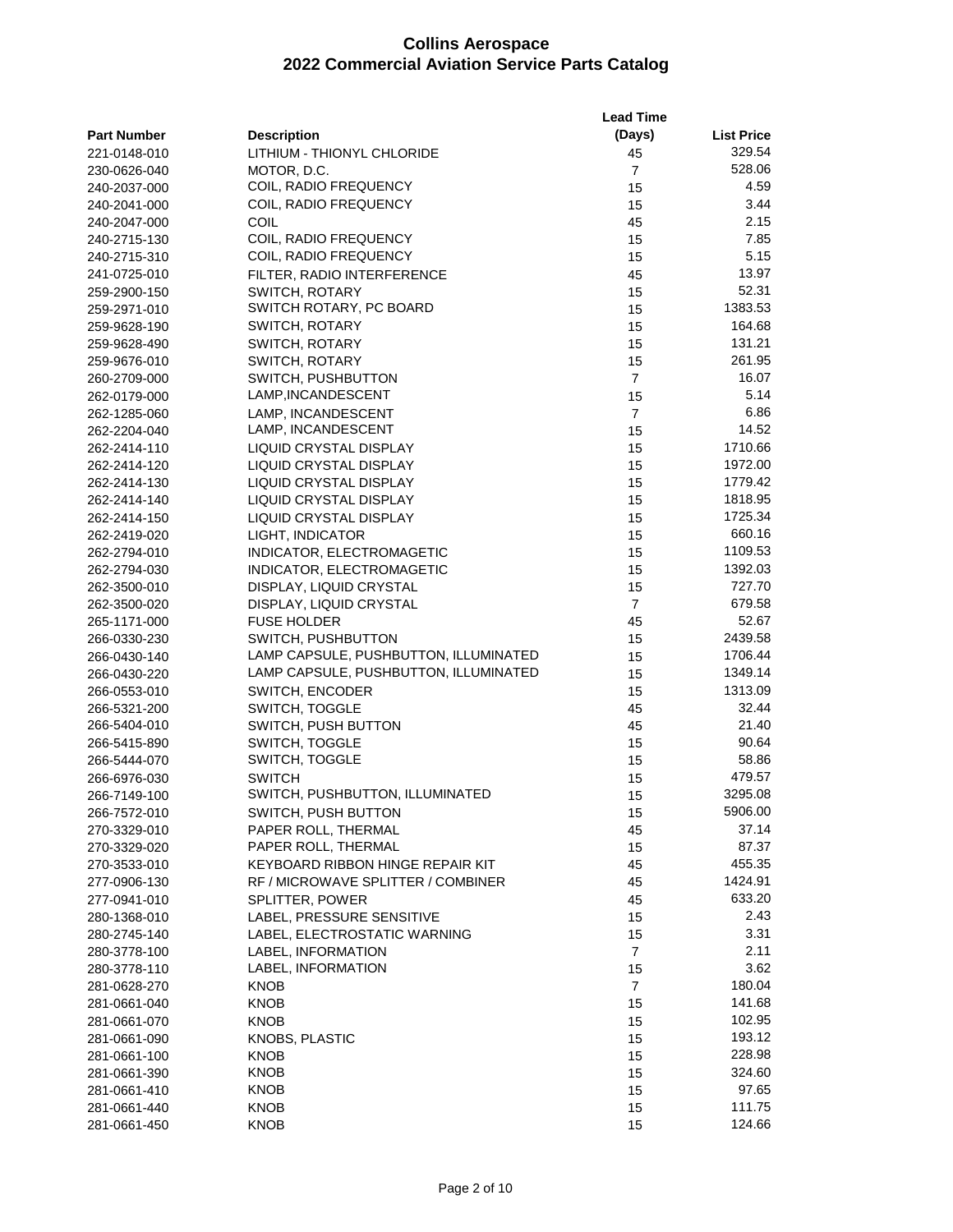# Collins Aerospace
## 2022 Commercial Aviation Service Parts Catalog

| Part Number | Description | Lead Time (Days) | List Price |
|---|---|---|---|
| 221-0148-010 | LITHIUM - THIONYL CHLORIDE | 45 | 329.54 |
| 230-0626-040 | MOTOR, D.C. | 7 | 528.06 |
| 240-2037-000 | COIL, RADIO FREQUENCY | 15 | 4.59 |
| 240-2041-000 | COIL, RADIO FREQUENCY | 15 | 3.44 |
| 240-2047-000 | COIL | 45 | 2.15 |
| 240-2715-130 | COIL, RADIO FREQUENCY | 15 | 7.85 |
| 240-2715-310 | COIL, RADIO FREQUENCY | 15 | 5.15 |
| 241-0725-010 | FILTER, RADIO INTERFERENCE | 45 | 13.97 |
| 259-2900-150 | SWITCH, ROTARY | 15 | 52.31 |
| 259-2971-010 | SWITCH ROTARY, PC BOARD | 15 | 1383.53 |
| 259-9628-190 | SWITCH, ROTARY | 15 | 164.68 |
| 259-9628-490 | SWITCH, ROTARY | 15 | 131.21 |
| 259-9676-010 | SWITCH, ROTARY | 15 | 261.95 |
| 260-2709-000 | SWITCH, PUSHBUTTON | 7 | 16.07 |
| 262-0179-000 | LAMP,INCANDESCENT | 15 | 5.14 |
| 262-1285-060 | LAMP, INCANDESCENT | 7 | 6.86 |
| 262-2204-040 | LAMP, INCANDESCENT | 15 | 14.52 |
| 262-2414-110 | LIQUID CRYSTAL DISPLAY | 15 | 1710.66 |
| 262-2414-120 | LIQUID CRYSTAL DISPLAY | 15 | 1972.00 |
| 262-2414-130 | LIQUID CRYSTAL DISPLAY | 15 | 1779.42 |
| 262-2414-140 | LIQUID CRYSTAL DISPLAY | 15 | 1818.95 |
| 262-2414-150 | LIQUID CRYSTAL DISPLAY | 15 | 1725.34 |
| 262-2419-020 | LIGHT, INDICATOR | 15 | 660.16 |
| 262-2794-010 | INDICATOR, ELECTROMAGETIC | 15 | 1109.53 |
| 262-2794-030 | INDICATOR, ELECTROMAGETIC | 15 | 1392.03 |
| 262-3500-010 | DISPLAY, LIQUID CRYSTAL | 15 | 727.70 |
| 262-3500-020 | DISPLAY, LIQUID CRYSTAL | 7 | 679.58 |
| 265-1171-000 | FUSE HOLDER | 45 | 52.67 |
| 266-0330-230 | SWITCH, PUSHBUTTON | 15 | 2439.58 |
| 266-0430-140 | LAMP CAPSULE, PUSHBUTTON, ILLUMINATED | 15 | 1706.44 |
| 266-0430-220 | LAMP CAPSULE, PUSHBUTTON, ILLUMINATED | 15 | 1349.14 |
| 266-0553-010 | SWITCH, ENCODER | 15 | 1313.09 |
| 266-5321-200 | SWITCH, TOGGLE | 45 | 32.44 |
| 266-5404-010 | SWITCH, PUSH BUTTON | 45 | 21.40 |
| 266-5415-890 | SWITCH, TOGGLE | 15 | 90.64 |
| 266-5444-070 | SWITCH, TOGGLE | 15 | 58.86 |
| 266-6976-030 | SWITCH | 15 | 479.57 |
| 266-7149-100 | SWITCH, PUSHBUTTON, ILLUMINATED | 15 | 3295.08 |
| 266-7572-010 | SWITCH, PUSH BUTTON | 15 | 5906.00 |
| 270-3329-010 | PAPER ROLL, THERMAL | 45 | 37.14 |
| 270-3329-020 | PAPER ROLL, THERMAL | 15 | 87.37 |
| 270-3533-010 | KEYBOARD RIBBON HINGE REPAIR KIT | 45 | 455.35 |
| 277-0906-130 | RF / MICROWAVE SPLITTER / COMBINER | 45 | 1424.91 |
| 277-0941-010 | SPLITTER, POWER | 45 | 633.20 |
| 280-1368-010 | LABEL, PRESSURE SENSITIVE | 15 | 2.43 |
| 280-2745-140 | LABEL, ELECTROSTATIC WARNING | 15 | 3.31 |
| 280-3778-100 | LABEL, INFORMATION | 7 | 2.11 |
| 280-3778-110 | LABEL, INFORMATION | 15 | 3.62 |
| 281-0628-270 | KNOB | 7 | 180.04 |
| 281-0661-040 | KNOB | 15 | 141.68 |
| 281-0661-070 | KNOB | 15 | 102.95 |
| 281-0661-090 | KNOBS, PLASTIC | 15 | 193.12 |
| 281-0661-100 | KNOB | 15 | 228.98 |
| 281-0661-390 | KNOB | 15 | 324.60 |
| 281-0661-410 | KNOB | 15 | 97.65 |
| 281-0661-440 | KNOB | 15 | 111.75 |
| 281-0661-450 | KNOB | 15 | 124.66 |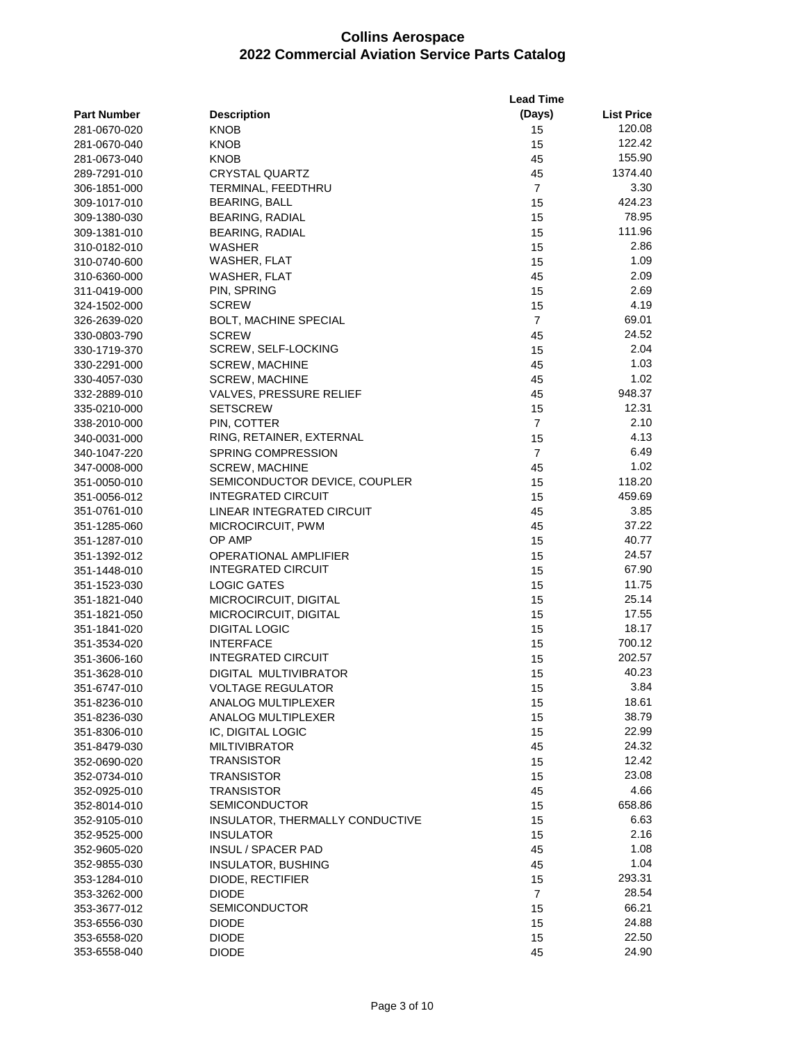# Collins Aerospace
# 2022 Commercial Aviation Service Parts Catalog

| Part Number | Description | Lead Time (Days) | List Price |
|---|---|---|---|
| 281-0670-020 | KNOB | 15 | 120.08 |
| 281-0670-040 | KNOB | 15 | 122.42 |
| 281-0673-040 | KNOB | 45 | 155.90 |
| 289-7291-010 | CRYSTAL QUARTZ | 45 | 1374.40 |
| 306-1851-000 | TERMINAL, FEEDTHRU | 7 | 3.30 |
| 309-1017-010 | BEARING, BALL | 15 | 424.23 |
| 309-1380-030 | BEARING, RADIAL | 15 | 78.95 |
| 309-1381-010 | BEARING, RADIAL | 15 | 111.96 |
| 310-0182-010 | WASHER | 15 | 2.86 |
| 310-0740-600 | WASHER, FLAT | 15 | 1.09 |
| 310-6360-000 | WASHER, FLAT | 45 | 2.09 |
| 311-0419-000 | PIN, SPRING | 15 | 2.69 |
| 324-1502-000 | SCREW | 15 | 4.19 |
| 326-2639-020 | BOLT, MACHINE SPECIAL | 7 | 69.01 |
| 330-0803-790 | SCREW | 45 | 24.52 |
| 330-1719-370 | SCREW, SELF-LOCKING | 15 | 2.04 |
| 330-2291-000 | SCREW, MACHINE | 45 | 1.03 |
| 330-4057-030 | SCREW, MACHINE | 45 | 1.02 |
| 332-2889-010 | VALVES, PRESSURE RELIEF | 45 | 948.37 |
| 335-0210-000 | SETSCREW | 15 | 12.31 |
| 338-2010-000 | PIN, COTTER | 7 | 2.10 |
| 340-0031-000 | RING, RETAINER, EXTERNAL | 15 | 4.13 |
| 340-1047-220 | SPRING COMPRESSION | 7 | 6.49 |
| 347-0008-000 | SCREW, MACHINE | 45 | 1.02 |
| 351-0050-010 | SEMICONDUCTOR DEVICE, COUPLER | 15 | 118.20 |
| 351-0056-012 | INTEGRATED CIRCUIT | 15 | 459.69 |
| 351-0761-010 | LINEAR INTEGRATED CIRCUIT | 45 | 3.85 |
| 351-1285-060 | MICROCIRCUIT, PWM | 45 | 37.22 |
| 351-1287-010 | OP AMP | 15 | 40.77 |
| 351-1392-012 | OPERATIONAL AMPLIFIER | 15 | 24.57 |
| 351-1448-010 | INTEGRATED CIRCUIT | 15 | 67.90 |
| 351-1523-030 | LOGIC GATES | 15 | 11.75 |
| 351-1821-040 | MICROCIRCUIT, DIGITAL | 15 | 25.14 |
| 351-1821-050 | MICROCIRCUIT, DIGITAL | 15 | 17.55 |
| 351-1841-020 | DIGITAL LOGIC | 15 | 18.17 |
| 351-3534-020 | INTERFACE | 15 | 700.12 |
| 351-3606-160 | INTEGRATED CIRCUIT | 15 | 202.57 |
| 351-3628-010 | DIGITAL MULTIVIBRATOR | 15 | 40.23 |
| 351-6747-010 | VOLTAGE REGULATOR | 15 | 3.84 |
| 351-8236-010 | ANALOG MULTIPLEXER | 15 | 18.61 |
| 351-8236-030 | ANALOG MULTIPLEXER | 15 | 38.79 |
| 351-8306-010 | IC, DIGITAL LOGIC | 15 | 22.99 |
| 351-8479-030 | MILTIVIBRATOR | 45 | 24.32 |
| 352-0690-020 | TRANSISTOR | 15 | 12.42 |
| 352-0734-010 | TRANSISTOR | 15 | 23.08 |
| 352-0925-010 | TRANSISTOR | 45 | 4.66 |
| 352-8014-010 | SEMICONDUCTOR | 15 | 658.86 |
| 352-9105-010 | INSULATOR, THERMALLY CONDUCTIVE | 15 | 6.63 |
| 352-9525-000 | INSULATOR | 15 | 2.16 |
| 352-9605-020 | INSUL / SPACER PAD | 45 | 1.08 |
| 352-9855-030 | INSULATOR, BUSHING | 45 | 1.04 |
| 353-1284-010 | DIODE, RECTIFIER | 15 | 293.31 |
| 353-3262-000 | DIODE | 7 | 28.54 |
| 353-3677-012 | SEMICONDUCTOR | 15 | 66.21 |
| 353-6556-030 | DIODE | 15 | 24.88 |
| 353-6558-020 | DIODE | 15 | 22.50 |
| 353-6558-040 | DIODE | 45 | 24.90 |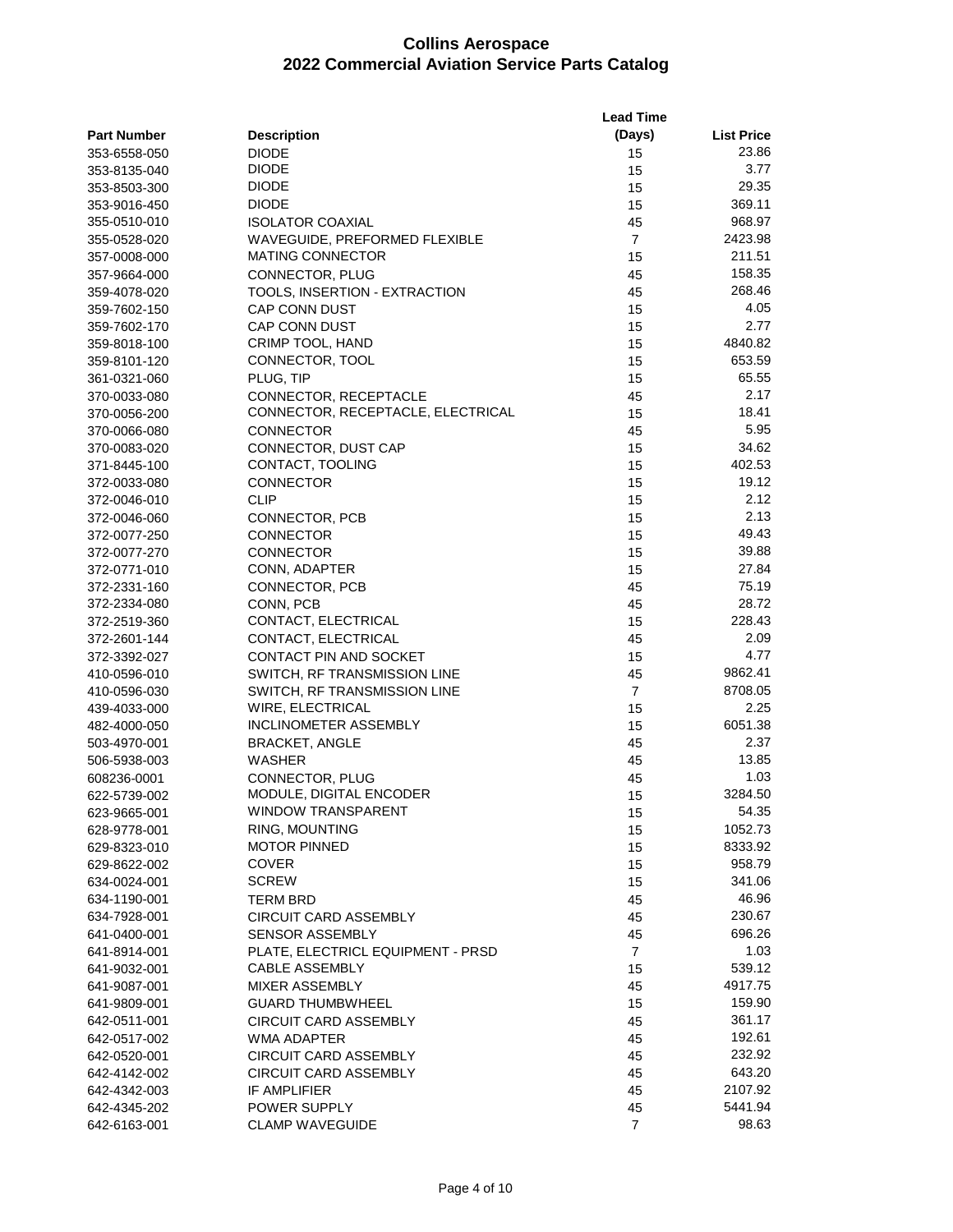# Collins Aerospace
## 2022 Commercial Aviation Service Parts Catalog

| Part Number | Description | Lead Time (Days) | List Price |
|---|---|---|---|
| 353-6558-050 | DIODE | 15 | 23.86 |
| 353-8135-040 | DIODE | 15 | 3.77 |
| 353-8503-300 | DIODE | 15 | 29.35 |
| 353-9016-450 | DIODE | 15 | 369.11 |
| 355-0510-010 | ISOLATOR COAXIAL | 45 | 968.97 |
| 355-0528-020 | WAVEGUIDE, PREFORMED FLEXIBLE | 7 | 2423.98 |
| 357-0008-000 | MATING CONNECTOR | 15 | 211.51 |
| 357-9664-000 | CONNECTOR, PLUG | 45 | 158.35 |
| 359-4078-020 | TOOLS, INSERTION - EXTRACTION | 45 | 268.46 |
| 359-7602-150 | CAP CONN DUST | 15 | 4.05 |
| 359-7602-170 | CAP CONN DUST | 15 | 2.77 |
| 359-8018-100 | CRIMP TOOL, HAND | 15 | 4840.82 |
| 359-8101-120 | CONNECTOR, TOOL | 15 | 653.59 |
| 361-0321-060 | PLUG, TIP | 15 | 65.55 |
| 370-0033-080 | CONNECTOR, RECEPTACLE | 45 | 2.17 |
| 370-0056-200 | CONNECTOR, RECEPTACLE, ELECTRICAL | 15 | 18.41 |
| 370-0066-080 | CONNECTOR | 45 | 5.95 |
| 370-0083-020 | CONNECTOR, DUST CAP | 15 | 34.62 |
| 371-8445-100 | CONTACT, TOOLING | 15 | 402.53 |
| 372-0033-080 | CONNECTOR | 15 | 19.12 |
| 372-0046-010 | CLIP | 15 | 2.12 |
| 372-0046-060 | CONNECTOR, PCB | 15 | 2.13 |
| 372-0077-250 | CONNECTOR | 15 | 49.43 |
| 372-0077-270 | CONNECTOR | 15 | 39.88 |
| 372-0771-010 | CONN, ADAPTER | 15 | 27.84 |
| 372-2331-160 | CONNECTOR, PCB | 45 | 75.19 |
| 372-2334-080 | CONN, PCB | 45 | 28.72 |
| 372-2519-360 | CONTACT, ELECTRICAL | 15 | 228.43 |
| 372-2601-144 | CONTACT, ELECTRICAL | 45 | 2.09 |
| 372-3392-027 | CONTACT PIN AND SOCKET | 15 | 4.77 |
| 410-0596-010 | SWITCH, RF TRANSMISSION LINE | 45 | 9862.41 |
| 410-0596-030 | SWITCH, RF TRANSMISSION LINE | 7 | 8708.05 |
| 439-4033-000 | WIRE, ELECTRICAL | 15 | 2.25 |
| 482-4000-050 | INCLINOMETER ASSEMBLY | 15 | 6051.38 |
| 503-4970-001 | BRACKET, ANGLE | 45 | 2.37 |
| 506-5938-003 | WASHER | 45 | 13.85 |
| 608236-0001 | CONNECTOR, PLUG | 45 | 1.03 |
| 622-5739-002 | MODULE, DIGITAL ENCODER | 15 | 3284.50 |
| 623-9665-001 | WINDOW TRANSPARENT | 15 | 54.35 |
| 628-9778-001 | RING, MOUNTING | 15 | 1052.73 |
| 629-8323-010 | MOTOR PINNED | 15 | 8333.92 |
| 629-8622-002 | COVER | 15 | 958.79 |
| 634-0024-001 | SCREW | 15 | 341.06 |
| 634-1190-001 | TERM BRD | 45 | 46.96 |
| 634-7928-001 | CIRCUIT CARD ASSEMBLY | 45 | 230.67 |
| 641-0400-001 | SENSOR ASSEMBLY | 45 | 696.26 |
| 641-8914-001 | PLATE, ELECTRICL EQUIPMENT - PRSD | 7 | 1.03 |
| 641-9032-001 | CABLE ASSEMBLY | 15 | 539.12 |
| 641-9087-001 | MIXER ASSEMBLY | 45 | 4917.75 |
| 641-9809-001 | GUARD THUMBWHEEL | 15 | 159.90 |
| 642-0511-001 | CIRCUIT CARD ASSEMBLY | 45 | 361.17 |
| 642-0517-002 | WMA ADAPTER | 45 | 192.61 |
| 642-0520-001 | CIRCUIT CARD ASSEMBLY | 45 | 232.92 |
| 642-4142-002 | CIRCUIT CARD ASSEMBLY | 45 | 643.20 |
| 642-4342-003 | IF AMPLIFIER | 45 | 2107.92 |
| 642-4345-202 | POWER SUPPLY | 45 | 5441.94 |
| 642-6163-001 | CLAMP WAVEGUIDE | 7 | 98.63 |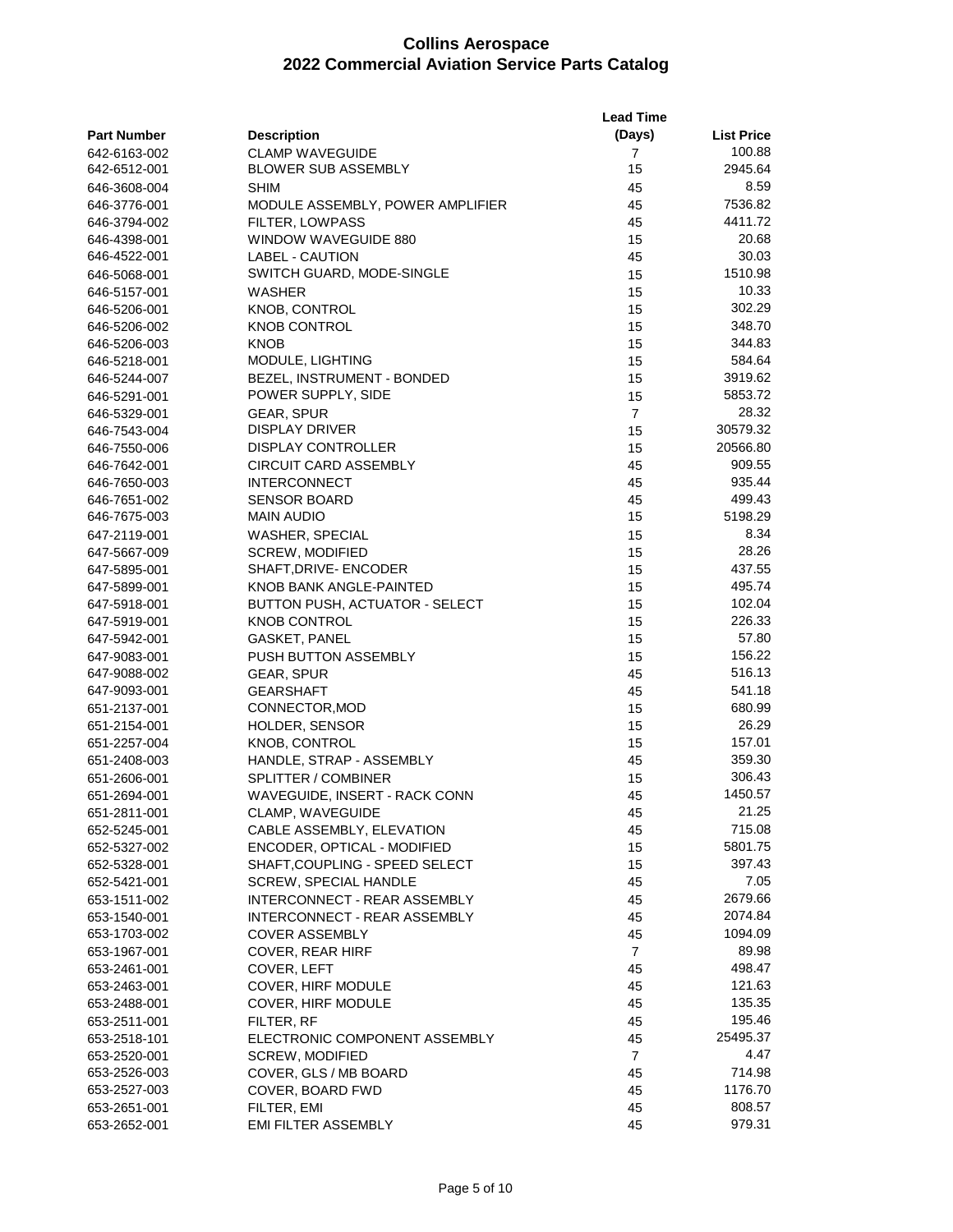# Collins Aerospace
## 2022 Commercial Aviation Service Parts Catalog

| Part Number | Description | Lead Time (Days) | List Price |
|---|---|---|---|
| 642-6163-002 | CLAMP WAVEGUIDE | 7 | 100.88 |
| 642-6512-001 | BLOWER SUB ASSEMBLY | 15 | 2945.64 |
| 646-3608-004 | SHIM | 45 | 8.59 |
| 646-3776-001 | MODULE ASSEMBLY, POWER AMPLIFIER | 45 | 7536.82 |
| 646-3794-002 | FILTER, LOWPASS | 45 | 4411.72 |
| 646-4398-001 | WINDOW WAVEGUIDE 880 | 15 | 20.68 |
| 646-4522-001 | LABEL - CAUTION | 45 | 30.03 |
| 646-5068-001 | SWITCH GUARD, MODE-SINGLE | 15 | 1510.98 |
| 646-5157-001 | WASHER | 15 | 10.33 |
| 646-5206-001 | KNOB, CONTROL | 15 | 302.29 |
| 646-5206-002 | KNOB CONTROL | 15 | 348.70 |
| 646-5206-003 | KNOB | 15 | 344.83 |
| 646-5218-001 | MODULE, LIGHTING | 15 | 584.64 |
| 646-5244-007 | BEZEL, INSTRUMENT - BONDED | 15 | 3919.62 |
| 646-5291-001 | POWER SUPPLY, SIDE | 15 | 5853.72 |
| 646-5329-001 | GEAR, SPUR | 7 | 28.32 |
| 646-7543-004 | DISPLAY DRIVER | 15 | 30579.32 |
| 646-7550-006 | DISPLAY CONTROLLER | 15 | 20566.80 |
| 646-7642-001 | CIRCUIT CARD ASSEMBLY | 45 | 909.55 |
| 646-7650-003 | INTERCONNECT | 45 | 935.44 |
| 646-7651-002 | SENSOR BOARD | 45 | 499.43 |
| 646-7675-003 | MAIN AUDIO | 15 | 5198.29 |
| 647-2119-001 | WASHER, SPECIAL | 15 | 8.34 |
| 647-5667-009 | SCREW, MODIFIED | 15 | 28.26 |
| 647-5895-001 | SHAFT,DRIVE- ENCODER | 15 | 437.55 |
| 647-5899-001 | KNOB BANK ANGLE-PAINTED | 15 | 495.74 |
| 647-5918-001 | BUTTON PUSH, ACTUATOR - SELECT | 15 | 102.04 |
| 647-5919-001 | KNOB CONTROL | 15 | 226.33 |
| 647-5942-001 | GASKET, PANEL | 15 | 57.80 |
| 647-9083-001 | PUSH BUTTON ASSEMBLY | 15 | 156.22 |
| 647-9088-002 | GEAR, SPUR | 45 | 516.13 |
| 647-9093-001 | GEARSHAFT | 45 | 541.18 |
| 651-2137-001 | CONNECTOR,MOD | 15 | 680.99 |
| 651-2154-001 | HOLDER, SENSOR | 15 | 26.29 |
| 651-2257-004 | KNOB, CONTROL | 15 | 157.01 |
| 651-2408-003 | HANDLE, STRAP - ASSEMBLY | 45 | 359.30 |
| 651-2606-001 | SPLITTER / COMBINER | 15 | 306.43 |
| 651-2694-001 | WAVEGUIDE, INSERT - RACK CONN | 45 | 1450.57 |
| 651-2811-001 | CLAMP, WAVEGUIDE | 45 | 21.25 |
| 652-5245-001 | CABLE ASSEMBLY, ELEVATION | 45 | 715.08 |
| 652-5327-002 | ENCODER, OPTICAL - MODIFIED | 15 | 5801.75 |
| 652-5328-001 | SHAFT,COUPLING - SPEED SELECT | 15 | 397.43 |
| 652-5421-001 | SCREW, SPECIAL HANDLE | 45 | 7.05 |
| 653-1511-002 | INTERCONNECT - REAR ASSEMBLY | 45 | 2679.66 |
| 653-1540-001 | INTERCONNECT - REAR ASSEMBLY | 45 | 2074.84 |
| 653-1703-002 | COVER ASSEMBLY | 45 | 1094.09 |
| 653-1967-001 | COVER, REAR HIRF | 7 | 89.98 |
| 653-2461-001 | COVER, LEFT | 45 | 498.47 |
| 653-2463-001 | COVER, HIRF MODULE | 45 | 121.63 |
| 653-2488-001 | COVER, HIRF MODULE | 45 | 135.35 |
| 653-2511-001 | FILTER, RF | 45 | 195.46 |
| 653-2518-101 | ELECTRONIC COMPONENT ASSEMBLY | 45 | 25495.37 |
| 653-2520-001 | SCREW, MODIFIED | 7 | 4.47 |
| 653-2526-003 | COVER, GLS / MB BOARD | 45 | 714.98 |
| 653-2527-003 | COVER, BOARD FWD | 45 | 1176.70 |
| 653-2651-001 | FILTER, EMI | 45 | 808.57 |
| 653-2652-001 | EMI FILTER ASSEMBLY | 45 | 979.31 |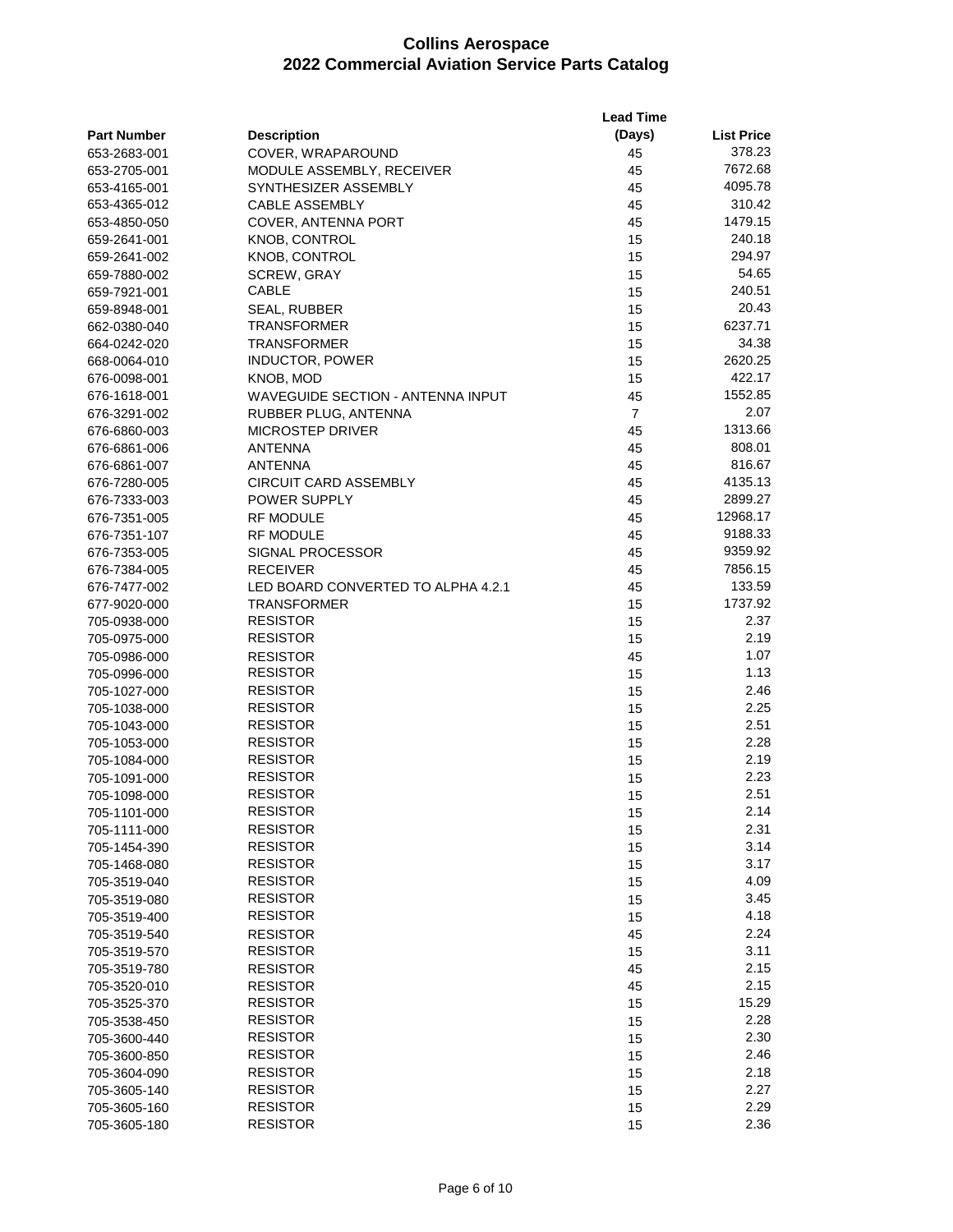# Collins Aerospace
## 2022 Commercial Aviation Service Parts Catalog

| Part Number | Description | Lead Time (Days) | List Price |
|---|---|---|---|
| 653-2683-001 | COVER, WRAPAROUND | 45 | 378.23 |
| 653-2705-001 | MODULE ASSEMBLY, RECEIVER | 45 | 7672.68 |
| 653-4165-001 | SYNTHESIZER ASSEMBLY | 45 | 4095.78 |
| 653-4365-012 | CABLE ASSEMBLY | 45 | 310.42 |
| 653-4850-050 | COVER, ANTENNA PORT | 45 | 1479.15 |
| 659-2641-001 | KNOB, CONTROL | 15 | 240.18 |
| 659-2641-002 | KNOB, CONTROL | 15 | 294.97 |
| 659-7880-002 | SCREW, GRAY | 15 | 54.65 |
| 659-7921-001 | CABLE | 15 | 240.51 |
| 659-8948-001 | SEAL, RUBBER | 15 | 20.43 |
| 662-0380-040 | TRANSFORMER | 15 | 6237.71 |
| 664-0242-020 | TRANSFORMER | 15 | 34.38 |
| 668-0064-010 | INDUCTOR, POWER | 15 | 2620.25 |
| 676-0098-001 | KNOB, MOD | 15 | 422.17 |
| 676-1618-001 | WAVEGUIDE SECTION - ANTENNA INPUT | 45 | 1552.85 |
| 676-3291-002 | RUBBER PLUG, ANTENNA | 7 | 2.07 |
| 676-6860-003 | MICROSTEP DRIVER | 45 | 1313.66 |
| 676-6861-006 | ANTENNA | 45 | 808.01 |
| 676-6861-007 | ANTENNA | 45 | 816.67 |
| 676-7280-005 | CIRCUIT CARD ASSEMBLY | 45 | 4135.13 |
| 676-7333-003 | POWER SUPPLY | 45 | 2899.27 |
| 676-7351-005 | RF MODULE | 45 | 12968.17 |
| 676-7351-107 | RF MODULE | 45 | 9188.33 |
| 676-7353-005 | SIGNAL PROCESSOR | 45 | 9359.92 |
| 676-7384-005 | RECEIVER | 45 | 7856.15 |
| 676-7477-002 | LED BOARD CONVERTED TO ALPHA 4.2.1 | 45 | 133.59 |
| 677-9020-000 | TRANSFORMER | 15 | 1737.92 |
| 705-0938-000 | RESISTOR | 15 | 2.37 |
| 705-0975-000 | RESISTOR | 15 | 2.19 |
| 705-0986-000 | RESISTOR | 45 | 1.07 |
| 705-0996-000 | RESISTOR | 15 | 1.13 |
| 705-1027-000 | RESISTOR | 15 | 2.46 |
| 705-1038-000 | RESISTOR | 15 | 2.25 |
| 705-1043-000 | RESISTOR | 15 | 2.51 |
| 705-1053-000 | RESISTOR | 15 | 2.28 |
| 705-1084-000 | RESISTOR | 15 | 2.19 |
| 705-1091-000 | RESISTOR | 15 | 2.23 |
| 705-1098-000 | RESISTOR | 15 | 2.51 |
| 705-1101-000 | RESISTOR | 15 | 2.14 |
| 705-1111-000 | RESISTOR | 15 | 2.31 |
| 705-1454-390 | RESISTOR | 15 | 3.14 |
| 705-1468-080 | RESISTOR | 15 | 3.17 |
| 705-3519-040 | RESISTOR | 15 | 4.09 |
| 705-3519-080 | RESISTOR | 15 | 3.45 |
| 705-3519-400 | RESISTOR | 15 | 4.18 |
| 705-3519-540 | RESISTOR | 45 | 2.24 |
| 705-3519-570 | RESISTOR | 15 | 3.11 |
| 705-3519-780 | RESISTOR | 45 | 2.15 |
| 705-3520-010 | RESISTOR | 45 | 2.15 |
| 705-3525-370 | RESISTOR | 15 | 15.29 |
| 705-3538-450 | RESISTOR | 15 | 2.28 |
| 705-3600-440 | RESISTOR | 15 | 2.30 |
| 705-3600-850 | RESISTOR | 15 | 2.46 |
| 705-3604-090 | RESISTOR | 15 | 2.18 |
| 705-3605-140 | RESISTOR | 15 | 2.27 |
| 705-3605-160 | RESISTOR | 15 | 2.29 |
| 705-3605-180 | RESISTOR | 15 | 2.36 |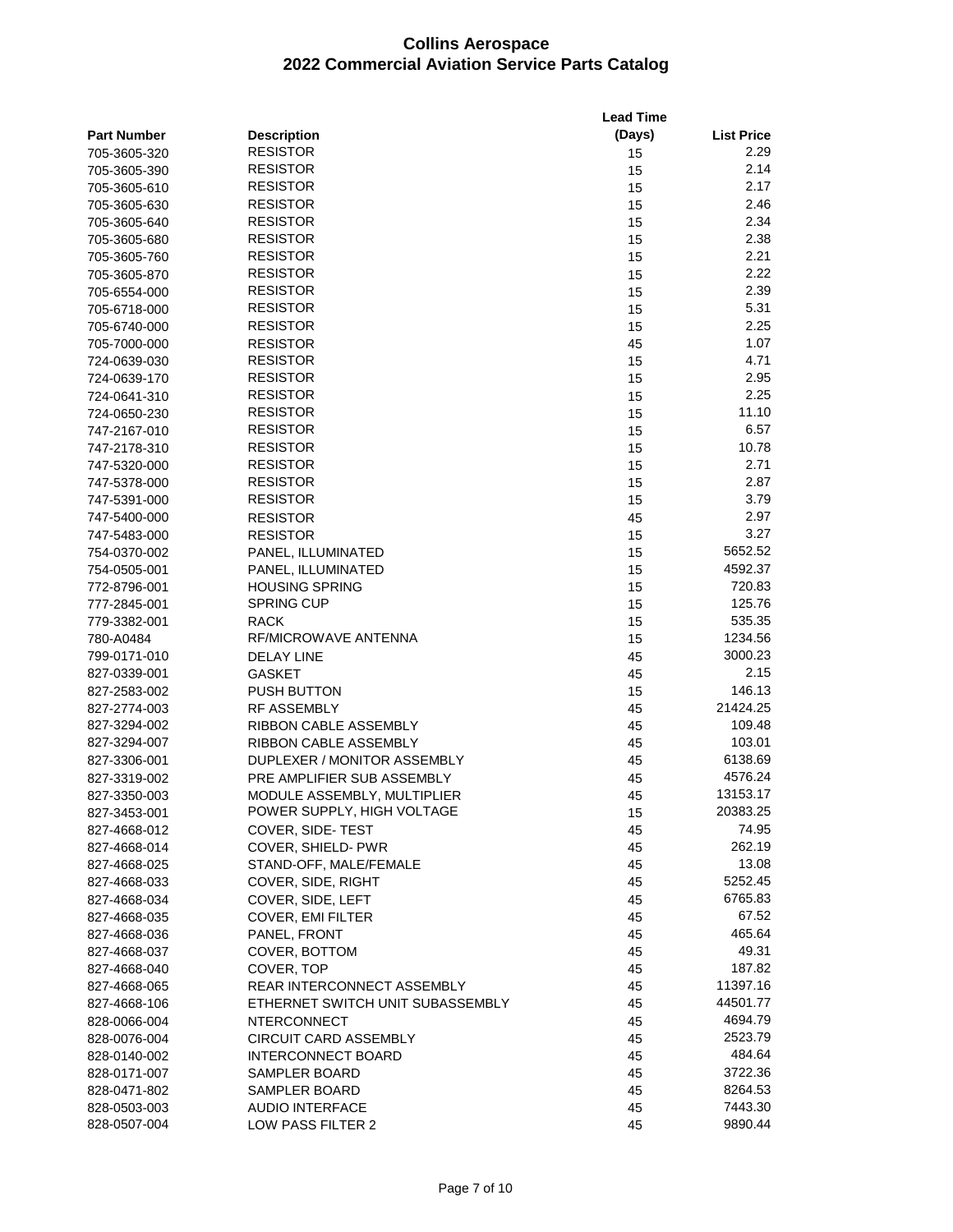# Collins Aerospace
## 2022 Commercial Aviation Service Parts Catalog

| Part Number | Description | Lead Time (Days) | List Price |
|---|---|---|---|
| 705-3605-320 | RESISTOR | 15 | 2.29 |
| 705-3605-390 | RESISTOR | 15 | 2.14 |
| 705-3605-610 | RESISTOR | 15 | 2.17 |
| 705-3605-630 | RESISTOR | 15 | 2.46 |
| 705-3605-640 | RESISTOR | 15 | 2.34 |
| 705-3605-680 | RESISTOR | 15 | 2.38 |
| 705-3605-760 | RESISTOR | 15 | 2.21 |
| 705-3605-870 | RESISTOR | 15 | 2.22 |
| 705-6554-000 | RESISTOR | 15 | 2.39 |
| 705-6718-000 | RESISTOR | 15 | 5.31 |
| 705-6740-000 | RESISTOR | 15 | 2.25 |
| 705-7000-000 | RESISTOR | 45 | 1.07 |
| 724-0639-030 | RESISTOR | 15 | 4.71 |
| 724-0639-170 | RESISTOR | 15 | 2.95 |
| 724-0641-310 | RESISTOR | 15 | 2.25 |
| 724-0650-230 | RESISTOR | 15 | 11.10 |
| 747-2167-010 | RESISTOR | 15 | 6.57 |
| 747-2178-310 | RESISTOR | 15 | 10.78 |
| 747-5320-000 | RESISTOR | 15 | 2.71 |
| 747-5378-000 | RESISTOR | 15 | 2.87 |
| 747-5391-000 | RESISTOR | 15 | 3.79 |
| 747-5400-000 | RESISTOR | 45 | 2.97 |
| 747-5483-000 | RESISTOR | 15 | 3.27 |
| 754-0370-002 | PANEL, ILLUMINATED | 15 | 5652.52 |
| 754-0505-001 | PANEL, ILLUMINATED | 15 | 4592.37 |
| 772-8796-001 | HOUSING SPRING | 15 | 720.83 |
| 777-2845-001 | SPRING CUP | 15 | 125.76 |
| 779-3382-001 | RACK | 15 | 535.35 |
| 780-A0484 | RF/MICROWAVE ANTENNA | 15 | 1234.56 |
| 799-0171-010 | DELAY LINE | 45 | 3000.23 |
| 827-0339-001 | GASKET | 45 | 2.15 |
| 827-2583-002 | PUSH BUTTON | 15 | 146.13 |
| 827-2774-003 | RF ASSEMBLY | 45 | 21424.25 |
| 827-3294-002 | RIBBON CABLE ASSEMBLY | 45 | 109.48 |
| 827-3294-007 | RIBBON CABLE ASSEMBLY | 45 | 103.01 |
| 827-3306-001 | DUPLEXER / MONITOR ASSEMBLY | 45 | 6138.69 |
| 827-3319-002 | PRE AMPLIFIER SUB ASSEMBLY | 45 | 4576.24 |
| 827-3350-003 | MODULE ASSEMBLY, MULTIPLIER | 45 | 13153.17 |
| 827-3453-001 | POWER SUPPLY, HIGH VOLTAGE | 15 | 20383.25 |
| 827-4668-012 | COVER, SIDE- TEST | 45 | 74.95 |
| 827-4668-014 | COVER, SHIELD- PWR | 45 | 262.19 |
| 827-4668-025 | STAND-OFF, MALE/FEMALE | 45 | 13.08 |
| 827-4668-033 | COVER, SIDE, RIGHT | 45 | 5252.45 |
| 827-4668-034 | COVER, SIDE, LEFT | 45 | 6765.83 |
| 827-4668-035 | COVER, EMI FILTER | 45 | 67.52 |
| 827-4668-036 | PANEL, FRONT | 45 | 465.64 |
| 827-4668-037 | COVER, BOTTOM | 45 | 49.31 |
| 827-4668-040 | COVER, TOP | 45 | 187.82 |
| 827-4668-065 | REAR INTERCONNECT ASSEMBLY | 45 | 11397.16 |
| 827-4668-106 | ETHERNET SWITCH UNIT SUBASSEMBLY | 45 | 44501.77 |
| 828-0066-004 | NTERCONNECT | 45 | 4694.79 |
| 828-0076-004 | CIRCUIT CARD ASSEMBLY | 45 | 2523.79 |
| 828-0140-002 | INTERCONNECT BOARD | 45 | 484.64 |
| 828-0171-007 | SAMPLER BOARD | 45 | 3722.36 |
| 828-0471-802 | SAMPLER BOARD | 45 | 8264.53 |
| 828-0503-003 | AUDIO INTERFACE | 45 | 7443.30 |
| 828-0507-004 | LOW PASS FILTER 2 | 45 | 9890.44 |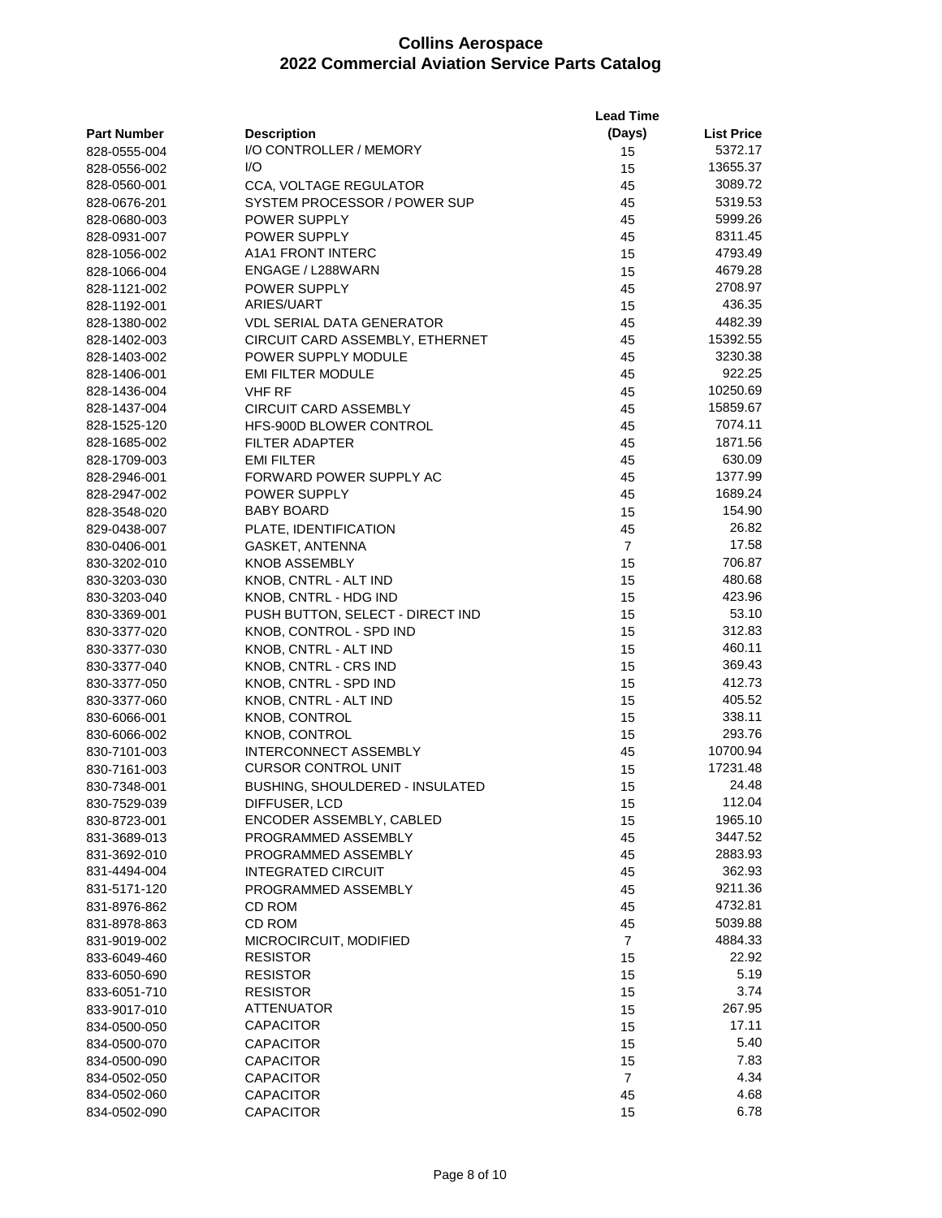# Collins Aerospace
## 2022 Commercial Aviation Service Parts Catalog

| Part Number | Description | Lead Time (Days) | List Price |
|---|---|---|---|
| 828-0555-004 | I/O CONTROLLER / MEMORY | 15 | 5372.17 |
| 828-0556-002 | I/O | 15 | 13655.37 |
| 828-0560-001 | CCA, VOLTAGE REGULATOR | 45 | 3089.72 |
| 828-0676-201 | SYSTEM PROCESSOR / POWER SUP | 45 | 5319.53 |
| 828-0680-003 | POWER SUPPLY | 45 | 5999.26 |
| 828-0931-007 | POWER SUPPLY | 45 | 8311.45 |
| 828-1056-002 | A1A1 FRONT INTERC | 15 | 4793.49 |
| 828-1066-004 | ENGAGE / L288WARN | 15 | 4679.28 |
| 828-1121-002 | POWER SUPPLY | 45 | 2708.97 |
| 828-1192-001 | ARIES/UART | 15 | 436.35 |
| 828-1380-002 | VDL SERIAL DATA GENERATOR | 45 | 4482.39 |
| 828-1402-003 | CIRCUIT CARD ASSEMBLY, ETHERNET | 45 | 15392.55 |
| 828-1403-002 | POWER SUPPLY MODULE | 45 | 3230.38 |
| 828-1406-001 | EMI FILTER MODULE | 45 | 922.25 |
| 828-1436-004 | VHF RF | 45 | 10250.69 |
| 828-1437-004 | CIRCUIT CARD ASSEMBLY | 45 | 15859.67 |
| 828-1525-120 | HFS-900D BLOWER CONTROL | 45 | 7074.11 |
| 828-1685-002 | FILTER ADAPTER | 45 | 1871.56 |
| 828-1709-003 | EMI FILTER | 45 | 630.09 |
| 828-2946-001 | FORWARD POWER SUPPLY AC | 45 | 1377.99 |
| 828-2947-002 | POWER SUPPLY | 45 | 1689.24 |
| 828-3548-020 | BABY BOARD | 15 | 154.90 |
| 829-0438-007 | PLATE, IDENTIFICATION | 45 | 26.82 |
| 830-0406-001 | GASKET, ANTENNA | 7 | 17.58 |
| 830-3202-010 | KNOB ASSEMBLY | 15 | 706.87 |
| 830-3203-030 | KNOB, CNTRL - ALT IND | 15 | 480.68 |
| 830-3203-040 | KNOB, CNTRL - HDG IND | 15 | 423.96 |
| 830-3369-001 | PUSH BUTTON, SELECT - DIRECT IND | 15 | 53.10 |
| 830-3377-020 | KNOB, CONTROL - SPD IND | 15 | 312.83 |
| 830-3377-030 | KNOB, CNTRL - ALT IND | 15 | 460.11 |
| 830-3377-040 | KNOB, CNTRL - CRS IND | 15 | 369.43 |
| 830-3377-050 | KNOB, CNTRL - SPD IND | 15 | 412.73 |
| 830-3377-060 | KNOB, CNTRL - ALT IND | 15 | 405.52 |
| 830-6066-001 | KNOB, CONTROL | 15 | 338.11 |
| 830-6066-002 | KNOB, CONTROL | 15 | 293.76 |
| 830-7101-003 | INTERCONNECT ASSEMBLY | 45 | 10700.94 |
| 830-7161-003 | CURSOR CONTROL UNIT | 15 | 17231.48 |
| 830-7348-001 | BUSHING, SHOULDERED - INSULATED | 15 | 24.48 |
| 830-7529-039 | DIFFUSER, LCD | 15 | 112.04 |
| 830-8723-001 | ENCODER ASSEMBLY, CABLED | 15 | 1965.10 |
| 831-3689-013 | PROGRAMMED ASSEMBLY | 45 | 3447.52 |
| 831-3692-010 | PROGRAMMED ASSEMBLY | 45 | 2883.93 |
| 831-4494-004 | INTEGRATED CIRCUIT | 45 | 362.93 |
| 831-5171-120 | PROGRAMMED ASSEMBLY | 45 | 9211.36 |
| 831-8976-862 | CD ROM | 45 | 4732.81 |
| 831-8978-863 | CD ROM | 45 | 5039.88 |
| 831-9019-002 | MICROCIRCUIT, MODIFIED | 7 | 4884.33 |
| 833-6049-460 | RESISTOR | 15 | 22.92 |
| 833-6050-690 | RESISTOR | 15 | 5.19 |
| 833-6051-710 | RESISTOR | 15 | 3.74 |
| 833-9017-010 | ATTENUATOR | 15 | 267.95 |
| 834-0500-050 | CAPACITOR | 15 | 17.11 |
| 834-0500-070 | CAPACITOR | 15 | 5.40 |
| 834-0500-090 | CAPACITOR | 15 | 7.83 |
| 834-0502-050 | CAPACITOR | 7 | 4.34 |
| 834-0502-060 | CAPACITOR | 45 | 4.68 |
| 834-0502-090 | CAPACITOR | 15 | 6.78 |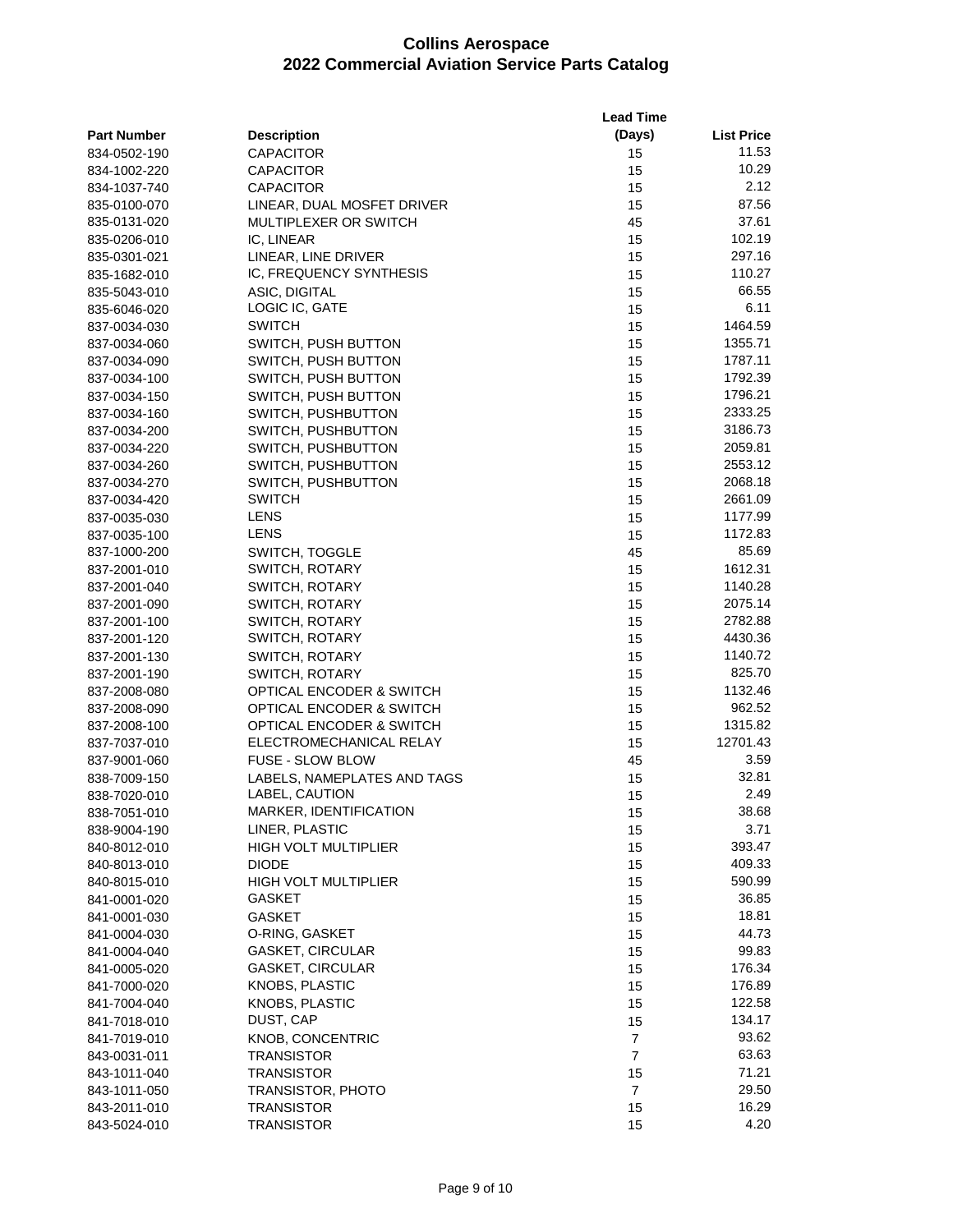# Collins Aerospace
## 2022 Commercial Aviation Service Parts Catalog

| Part Number | Description | Lead Time (Days) | List Price |
|---|---|---|---|
| 834-0502-190 | CAPACITOR | 15 | 11.53 |
| 834-1002-220 | CAPACITOR | 15 | 10.29 |
| 834-1037-740 | CAPACITOR | 15 | 2.12 |
| 835-0100-070 | LINEAR, DUAL MOSFET DRIVER | 15 | 87.56 |
| 835-0131-020 | MULTIPLEXER OR SWITCH | 45 | 37.61 |
| 835-0206-010 | IC, LINEAR | 15 | 102.19 |
| 835-0301-021 | LINEAR, LINE DRIVER | 15 | 297.16 |
| 835-1682-010 | IC, FREQUENCY SYNTHESIS | 15 | 110.27 |
| 835-5043-010 | ASIC, DIGITAL | 15 | 66.55 |
| 835-6046-020 | LOGIC IC, GATE | 15 | 6.11 |
| 837-0034-030 | SWITCH | 15 | 1464.59 |
| 837-0034-060 | SWITCH, PUSH BUTTON | 15 | 1355.71 |
| 837-0034-090 | SWITCH, PUSH BUTTON | 15 | 1787.11 |
| 837-0034-100 | SWITCH, PUSH BUTTON | 15 | 1792.39 |
| 837-0034-150 | SWITCH, PUSH BUTTON | 15 | 1796.21 |
| 837-0034-160 | SWITCH, PUSHBUTTON | 15 | 2333.25 |
| 837-0034-200 | SWITCH, PUSHBUTTON | 15 | 3186.73 |
| 837-0034-220 | SWITCH, PUSHBUTTON | 15 | 2059.81 |
| 837-0034-260 | SWITCH, PUSHBUTTON | 15 | 2553.12 |
| 837-0034-270 | SWITCH, PUSHBUTTON | 15 | 2068.18 |
| 837-0034-420 | SWITCH | 15 | 2661.09 |
| 837-0035-030 | LENS | 15 | 1177.99 |
| 837-0035-100 | LENS | 15 | 1172.83 |
| 837-1000-200 | SWITCH, TOGGLE | 45 | 85.69 |
| 837-2001-010 | SWITCH, ROTARY | 15 | 1612.31 |
| 837-2001-040 | SWITCH, ROTARY | 15 | 1140.28 |
| 837-2001-090 | SWITCH, ROTARY | 15 | 2075.14 |
| 837-2001-100 | SWITCH, ROTARY | 15 | 2782.88 |
| 837-2001-120 | SWITCH, ROTARY | 15 | 4430.36 |
| 837-2001-130 | SWITCH, ROTARY | 15 | 1140.72 |
| 837-2001-190 | SWITCH, ROTARY | 15 | 825.70 |
| 837-2008-080 | OPTICAL ENCODER & SWITCH | 15 | 1132.46 |
| 837-2008-090 | OPTICAL ENCODER & SWITCH | 15 | 962.52 |
| 837-2008-100 | OPTICAL ENCODER & SWITCH | 15 | 1315.82 |
| 837-7037-010 | ELECTROMECHANICAL RELAY | 15 | 12701.43 |
| 837-9001-060 | FUSE - SLOW BLOW | 45 | 3.59 |
| 838-7009-150 | LABELS, NAMEPLATES AND TAGS | 15 | 32.81 |
| 838-7020-010 | LABEL, CAUTION | 15 | 2.49 |
| 838-7051-010 | MARKER, IDENTIFICATION | 15 | 38.68 |
| 838-9004-190 | LINER, PLASTIC | 15 | 3.71 |
| 840-8012-010 | HIGH VOLT MULTIPLIER | 15 | 393.47 |
| 840-8013-010 | DIODE | 15 | 409.33 |
| 840-8015-010 | HIGH VOLT MULTIPLIER | 15 | 590.99 |
| 841-0001-020 | GASKET | 15 | 36.85 |
| 841-0001-030 | GASKET | 15 | 18.81 |
| 841-0004-030 | O-RING, GASKET | 15 | 44.73 |
| 841-0004-040 | GASKET, CIRCULAR | 15 | 99.83 |
| 841-0005-020 | GASKET, CIRCULAR | 15 | 176.34 |
| 841-7000-020 | KNOBS, PLASTIC | 15 | 176.89 |
| 841-7004-040 | KNOBS, PLASTIC | 15 | 122.58 |
| 841-7018-010 | DUST, CAP | 15 | 134.17 |
| 841-7019-010 | KNOB, CONCENTRIC | 7 | 93.62 |
| 843-0031-011 | TRANSISTOR | 7 | 63.63 |
| 843-1011-040 | TRANSISTOR | 15 | 71.21 |
| 843-1011-050 | TRANSISTOR, PHOTO | 7 | 29.50 |
| 843-2011-010 | TRANSISTOR | 15 | 16.29 |
| 843-5024-010 | TRANSISTOR | 15 | 4.20 |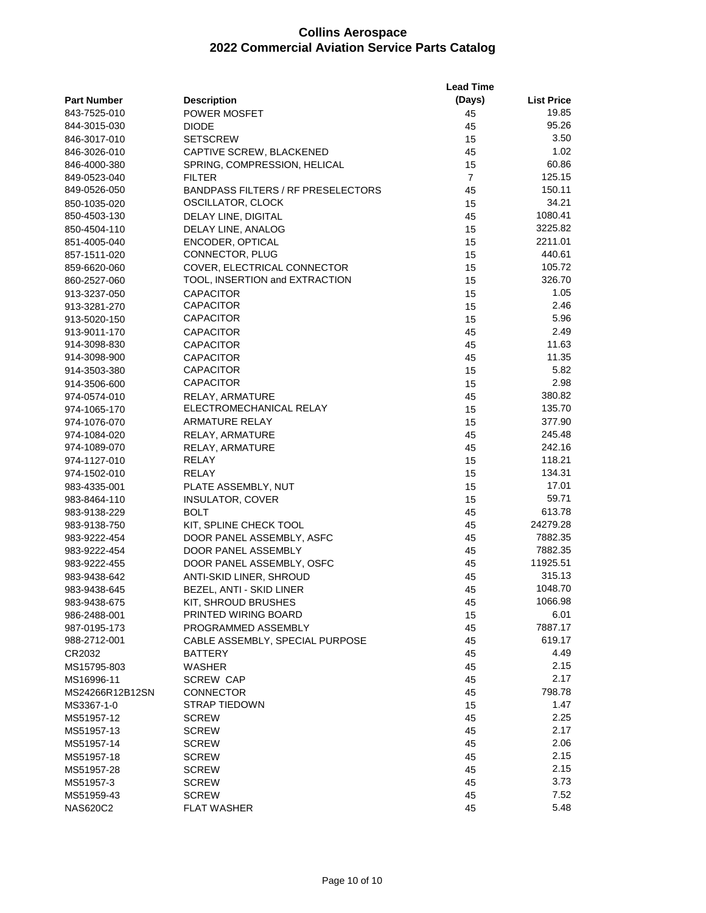# Collins Aerospace
## 2022 Commercial Aviation Service Parts Catalog

| Part Number | Description | Lead Time (Days) | List Price |
|---|---|---|---|
| 843-7525-010 | POWER MOSFET | 45 | 19.85 |
| 844-3015-030 | DIODE | 45 | 95.26 |
| 846-3017-010 | SETSCREW | 15 | 3.50 |
| 846-3026-010 | CAPTIVE SCREW, BLACKENED | 45 | 1.02 |
| 846-4000-380 | SPRING, COMPRESSION, HELICAL | 15 | 60.86 |
| 849-0523-040 | FILTER | 7 | 125.15 |
| 849-0526-050 | BANDPASS FILTERS / RF PRESELECTORS | 45 | 150.11 |
| 850-1035-020 | OSCILLATOR, CLOCK | 15 | 34.21 |
| 850-4503-130 | DELAY LINE, DIGITAL | 45 | 1080.41 |
| 850-4504-110 | DELAY LINE, ANALOG | 15 | 3225.82 |
| 851-4005-040 | ENCODER, OPTICAL | 15 | 2211.01 |
| 857-1511-020 | CONNECTOR, PLUG | 15 | 440.61 |
| 859-6620-060 | COVER, ELECTRICAL CONNECTOR | 15 | 105.72 |
| 860-2527-060 | TOOL, INSERTION and EXTRACTION | 15 | 326.70 |
| 913-3237-050 | CAPACITOR | 15 | 1.05 |
| 913-3281-270 | CAPACITOR | 15 | 2.46 |
| 913-5020-150 | CAPACITOR | 15 | 5.96 |
| 913-9011-170 | CAPACITOR | 45 | 2.49 |
| 914-3098-830 | CAPACITOR | 45 | 11.63 |
| 914-3098-900 | CAPACITOR | 45 | 11.35 |
| 914-3503-380 | CAPACITOR | 15 | 5.82 |
| 914-3506-600 | CAPACITOR | 15 | 2.98 |
| 974-0574-010 | RELAY, ARMATURE | 45 | 380.82 |
| 974-1065-170 | ELECTROMECHANICAL RELAY | 15 | 135.70 |
| 974-1076-070 | ARMATURE RELAY | 15 | 377.90 |
| 974-1084-020 | RELAY, ARMATURE | 45 | 245.48 |
| 974-1089-070 | RELAY, ARMATURE | 45 | 242.16 |
| 974-1127-010 | RELAY | 15 | 118.21 |
| 974-1502-010 | RELAY | 15 | 134.31 |
| 983-4335-001 | PLATE ASSEMBLY, NUT | 15 | 17.01 |
| 983-8464-110 | INSULATOR, COVER | 15 | 59.71 |
| 983-9138-229 | BOLT | 45 | 613.78 |
| 983-9138-750 | KIT, SPLINE CHECK TOOL | 45 | 24279.28 |
| 983-9222-454 | DOOR PANEL ASSEMBLY, ASFC | 45 | 7882.35 |
| 983-9222-454 | DOOR PANEL ASSEMBLY | 45 | 7882.35 |
| 983-9222-455 | DOOR PANEL ASSEMBLY, OSFC | 45 | 11925.51 |
| 983-9438-642 | ANTI-SKID LINER, SHROUD | 45 | 315.13 |
| 983-9438-645 | BEZEL, ANTI - SKID LINER | 45 | 1048.70 |
| 983-9438-675 | KIT, SHROUD BRUSHES | 45 | 1066.98 |
| 986-2488-001 | PRINTED WIRING BOARD | 15 | 6.01 |
| 987-0195-173 | PROGRAMMED ASSEMBLY | 45 | 7887.17 |
| 988-2712-001 | CABLE ASSEMBLY, SPECIAL PURPOSE | 45 | 619.17 |
| CR2032 | BATTERY | 45 | 4.49 |
| MS15795-803 | WASHER | 45 | 2.15 |
| MS16996-11 | SCREW CAP | 45 | 2.17 |
| MS24266R12B12SN | CONNECTOR | 45 | 798.78 |
| MS3367-1-0 | STRAP TIEDOWN | 15 | 1.47 |
| MS51957-12 | SCREW | 45 | 2.25 |
| MS51957-13 | SCREW | 45 | 2.17 |
| MS51957-14 | SCREW | 45 | 2.06 |
| MS51957-18 | SCREW | 45 | 2.15 |
| MS51957-28 | SCREW | 45 | 2.15 |
| MS51957-3 | SCREW | 45 | 3.73 |
| MS51959-43 | SCREW | 45 | 7.52 |
| NAS620C2 | FLAT WASHER | 45 | 5.48 |